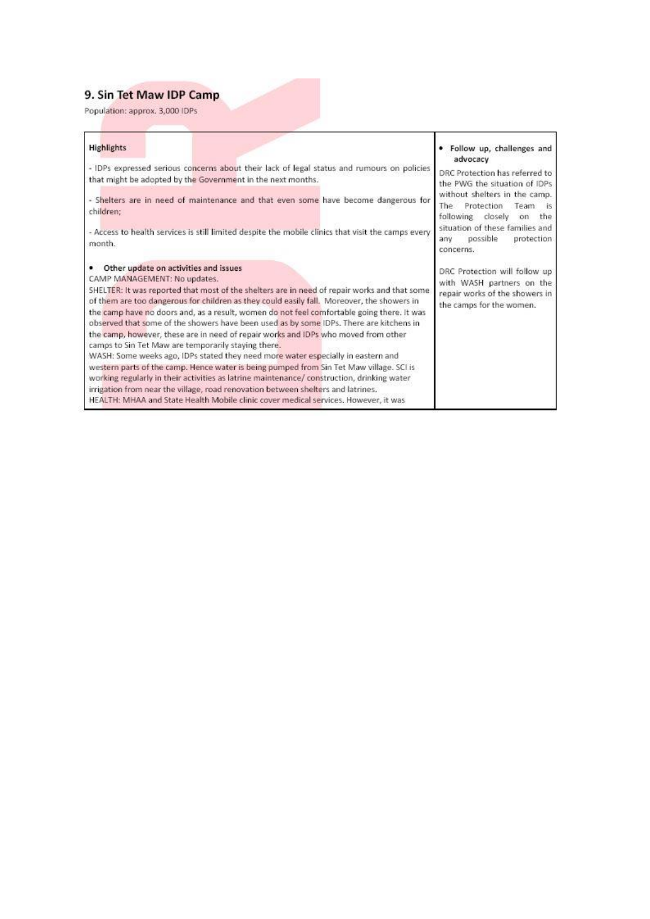## 9. Sin Tet Maw IDP Camp

Population: approx. 3,000 IDPs

| **Highlights** | • **Follow up, challenges and advocacy** |
| --- | --- |
| - IDPs expressed serious concerns about their lack of legal status and rumours on policies that might be adopted by the Government in the next months.<br><br>- Shelters are in need of maintenance and that even some have become dangerous for children;<br><br>- Access to health services is still limited despite the mobile clinics that visit the camps every month.<br><br>• **Other update on activities and issues**<br>CAMP MANAGEMENT: No updates.<br>SHELTER: It was reported that most of the shelters are in need of repair works and that some of them are too dangerous for children as they could easily fall. Moreover, the showers in the camp have no doors and, as a result, women do not feel comfortable going there. It was observed that some of the showers have been used as by some IDPs. There are kitchens in the camp, however, these are in need of repair works and IDPs who moved from other camps to Sin Tet Maw are temporarily staying there.<br>WASH: Some weeks ago, IDPs stated they need more water especially in eastern and western parts of the camp. Hence water is being pumped from Sin Tet Maw village. SCI is working regularly in their activities as latrine maintenance/ construction, drinking water irrigation from near the village, road renovation between shelters and latrines.<br>HEALTH: MHAA and State Health Mobile clinic cover medical services. However, it was | DRC Protection has referred to the PWG the situation of IDPs without shelters in the camp. The Protection Team is following closely on the situation of these families and any possible protection concerns.<br><br>DRC Protection will follow up with WASH partners on the repair works of the showers in the camps for the women. |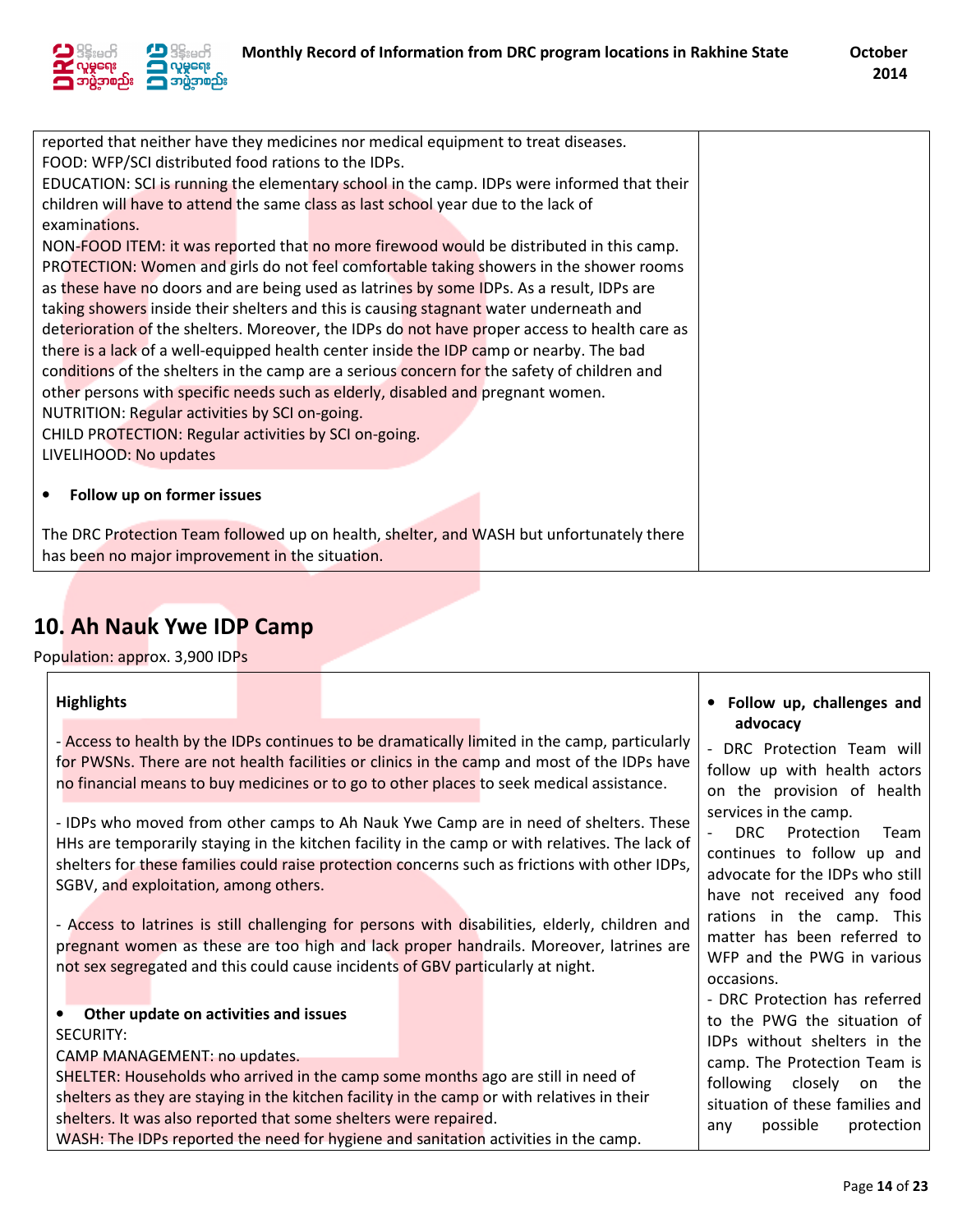| | |
|---|---|
| reported that neither have they medicines nor medical equipment to treat diseases.<br>FOOD: WFP/SCI distributed food rations to the IDPs.<br>EDUCATION: SCI is running the elementary school in the camp. IDPs were informed that their children will have to attend the same class as last school year due to the lack of examinations.<br>NON-FOOD ITEM: it was reported that no more firewood would be distributed in this camp.<br>PROTECTION: Women and girls do not feel comfortable taking showers in the shower rooms as these have no doors and are being used as latrines by some IDPs. As a result, IDPs are taking showers inside their shelters and this is causing stagnant water underneath and deterioration of the shelters. Moreover, the IDPs do not have proper access to health care as there is a lack of a well-equipped health center inside the IDP camp or nearby. The bad conditions of the shelters in the camp are a serious concern for the safety of children and other persons with specific needs such as elderly, disabled and pregnant women.<br>NUTRITION: Regular activities by SCI on-going.<br>CHILD PROTECTION: Regular activities by SCI on-going.<br>LIVELIHOOD: No updates<br><br>• **Follow up on former issues**<br><br>The DRC Protection Team followed up on health, shelter, and WASH but unfortunately there has been no major improvement in the situation. | |

## 10. Ah Nauk Ywe IDP Camp

Population: approx. 3,900 IDPs

| **Highlights** | • **Follow up, challenges and advocacy** |
|---|---|
| - Access to health by the IDPs continues to be dramatically limited in the camp, particularly for PWSNs. There are not health facilities or clinics in the camp and most of the IDPs have no financial means to buy medicines or to go to other places to seek medical assistance.<br><br>- IDPs who moved from other camps to Ah Nauk Ywe Camp are in need of shelters. These HHs are temporarily staying in the kitchen facility in the camp or with relatives. The lack of shelters for these families could raise protection concerns such as frictions with other IDPs, SGBV, and exploitation, among others.<br><br>- Access to latrines is still challenging for persons with disabilities, elderly, children and pregnant women as these are too high and lack proper handrails. Moreover, latrines are not sex segregated and this could cause incidents of GBV particularly at night.<br><br>• **Other update on activities and issues**<br>SECURITY:<br>CAMP MANAGEMENT: no updates.<br>SHELTER: Households who arrived in the camp some months ago are still in need of shelters as they are staying in the kitchen facility in the camp or with relatives in their shelters. It was also reported that some shelters were repaired.<br>WASH: The IDPs reported the need for hygiene and sanitation activities in the camp. | - DRC Protection Team will follow up with health actors on the provision of health services in the camp.<br>- DRC Protection Team continues to follow up and advocate for the IDPs who still have not received any food rations in the camp. This matter has been referred to WFP and the PWG in various occasions.<br>- DRC Protection has referred to the PWG the situation of IDPs without shelters in the camp. The Protection Team is following closely on the situation of these families and any possible protection |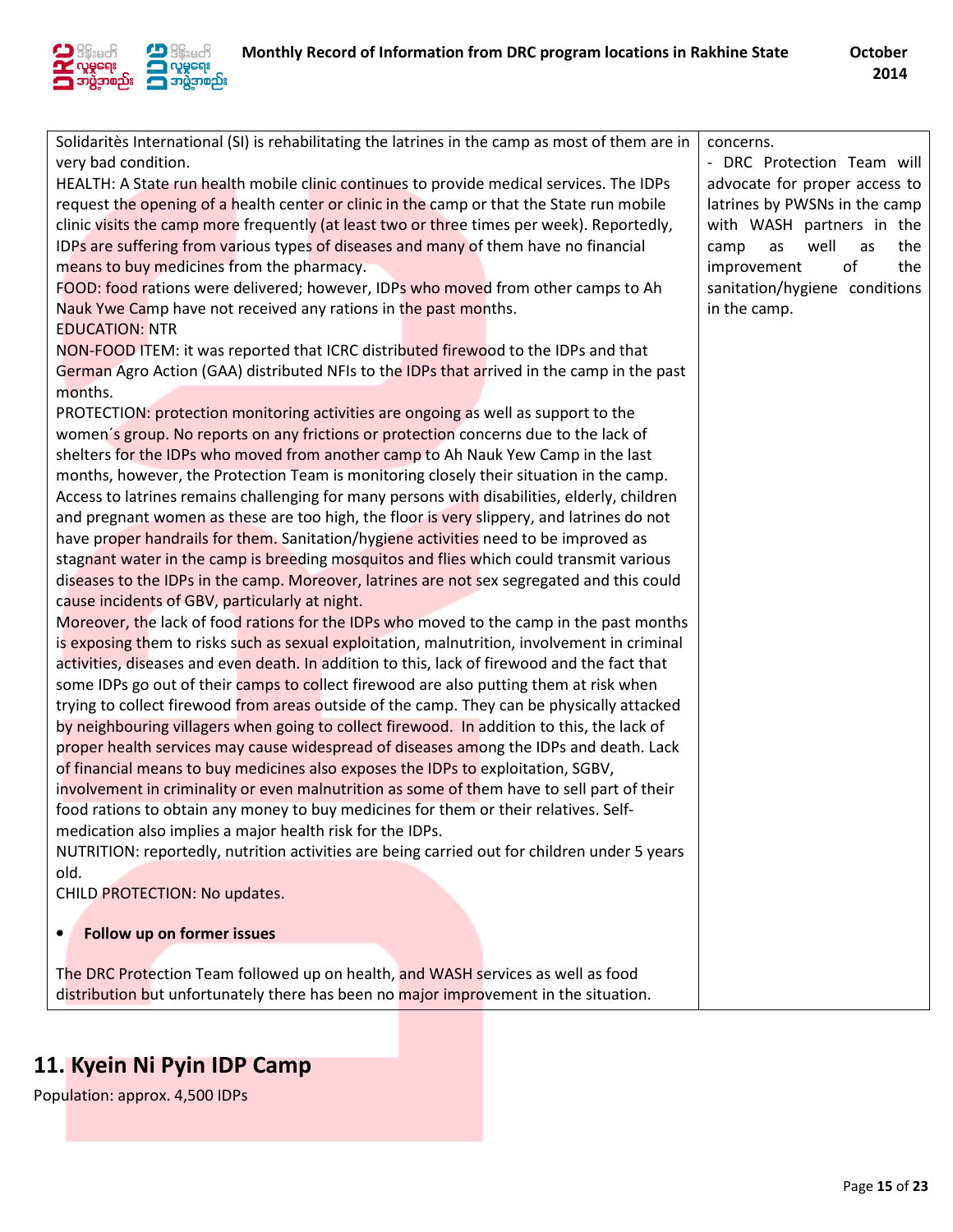| | |
|---|---|
| Solidaritès International (SI) is rehabilitating the latrines in the camp as most of them are in very bad condition.<br>HEALTH: A State run health mobile clinic continues to provide medical services. The IDPs request the opening of a health center or clinic in the camp or that the State run mobile clinic visits the camp more frequently (at least two or three times per week). Reportedly, IDPs are suffering from various types of diseases and many of them have no financial means to buy medicines from the pharmacy.<br>FOOD: food rations were delivered; however, IDPs who moved from other camps to Ah Nauk Ywe Camp have not received any rations in the past months.<br>EDUCATION: NTR<br>NON-FOOD ITEM: it was reported that ICRC distributed firewood to the IDPs and that German Agro Action (GAA) distributed NFIs to the IDPs that arrived in the camp in the past months.<br>PROTECTION: protection monitoring activities are ongoing as well as support to the women´s group. No reports on any frictions or protection concerns due to the lack of shelters for the IDPs who moved from another camp to Ah Nauk Yew Camp in the last months, however, the Protection Team is monitoring closely their situation in the camp. Access to latrines remains challenging for many persons with disabilities, elderly, children and pregnant women as these are too high, the floor is very slippery, and latrines do not have proper handrails for them. Sanitation/hygiene activities need to be improved as stagnant water in the camp is breeding mosquitos and flies which could transmit various diseases to the IDPs in the camp. Moreover, latrines are not sex segregated and this could cause incidents of GBV, particularly at night.<br>Moreover, the lack of food rations for the IDPs who moved to the camp in the past months is exposing them to risks such as sexual exploitation, malnutrition, involvement in criminal activities, diseases and even death. In addition to this, lack of firewood and the fact that some IDPs go out of their camps to collect firewood are also putting them at risk when trying to collect firewood from areas outside of the camp. They can be physically attacked by neighbouring villagers when going to collect firewood. In addition to this, the lack of proper health services may cause widespread of diseases among the IDPs and death. Lack of financial means to buy medicines also exposes the IDPs to exploitation, SGBV, involvement in criminality or even malnutrition as some of them have to sell part of their food rations to obtain any money to buy medicines for them or their relatives. Self-medication also implies a major health risk for the IDPs.<br>NUTRITION: reportedly, nutrition activities are being carried out for children under 5 years old.<br>CHILD PROTECTION: No updates.<br><br>• **Follow up on former issues**<br><br>The DRC Protection Team followed up on health, and WASH services as well as food distribution but unfortunately there has been no major improvement in the situation. | concerns.<br>- DRC Protection Team will advocate for proper access to latrines by PWSNs in the camp with WASH partners in the camp as well as the improvement of the sanitation/hygiene conditions in the camp. |

## 11. Kyein Ni Pyin IDP Camp

Population: approx. 4,500 IDPs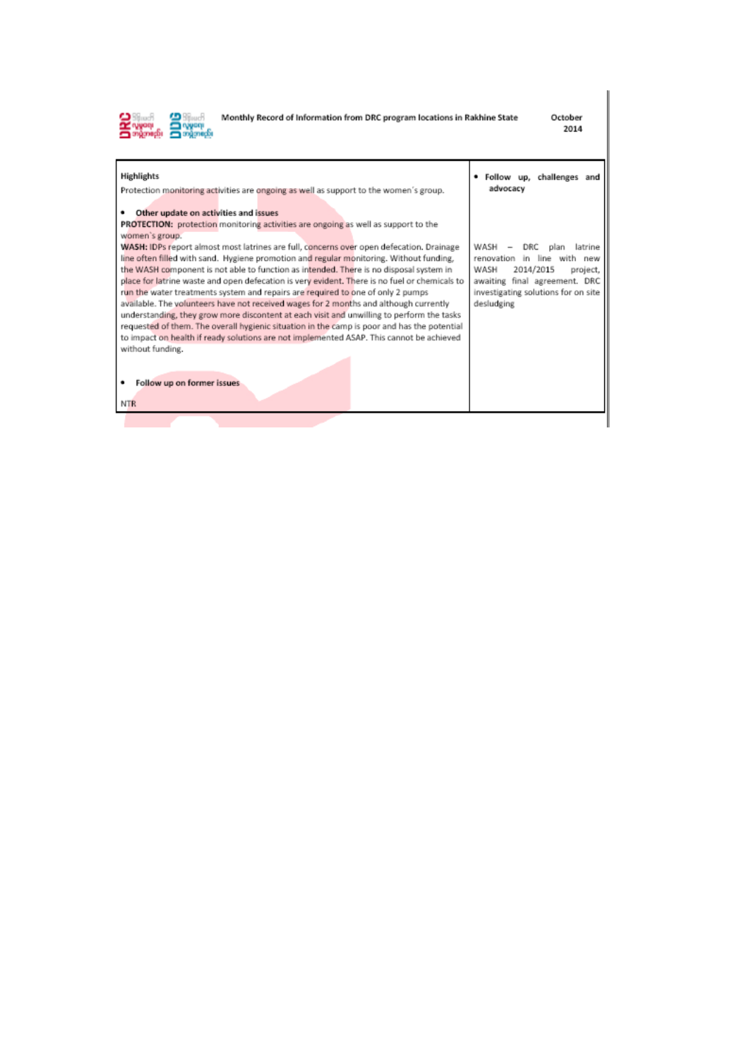Monthly Record of Information from DRC program locations in Rakhine State — October 2014

| | |
|---|---|
| **Highlights**<br>Protection monitoring activities are ongoing as well as support to the women´s group.<br><br>• **Other update on activities and issues**<br>**PROTECTION:** protection monitoring activities are ongoing as well as support to the women`s group.<br>**WASH:** IDPs report almost most latrines are full, concerns over open defecation. Drainage line often filled with sand. Hygiene promotion and regular monitoring. Without funding, the WASH component is not able to function as intended. There is no disposal system in place for latrine waste and open defecation is very evident. There is no fuel or chemicals to run the water treatments system and repairs are required to one of only 2 pumps available. The volunteers have not received wages for 2 months and although currently understanding, they grow more discontent at each visit and unwilling to perform the tasks requested of them. The overall hygienic situation in the camp is poor and has the potential to impact on health if ready solutions are not implemented ASAP. This cannot be achieved without funding.<br><br>• **Follow up on former issues**<br>NTR | • **Follow up, challenges and advocacy**<br><br>WASH – DRC plan latrine renovation in line with new WASH 2014/2015 project, awaiting final agreement. DRC investigating solutions for on site desludging |